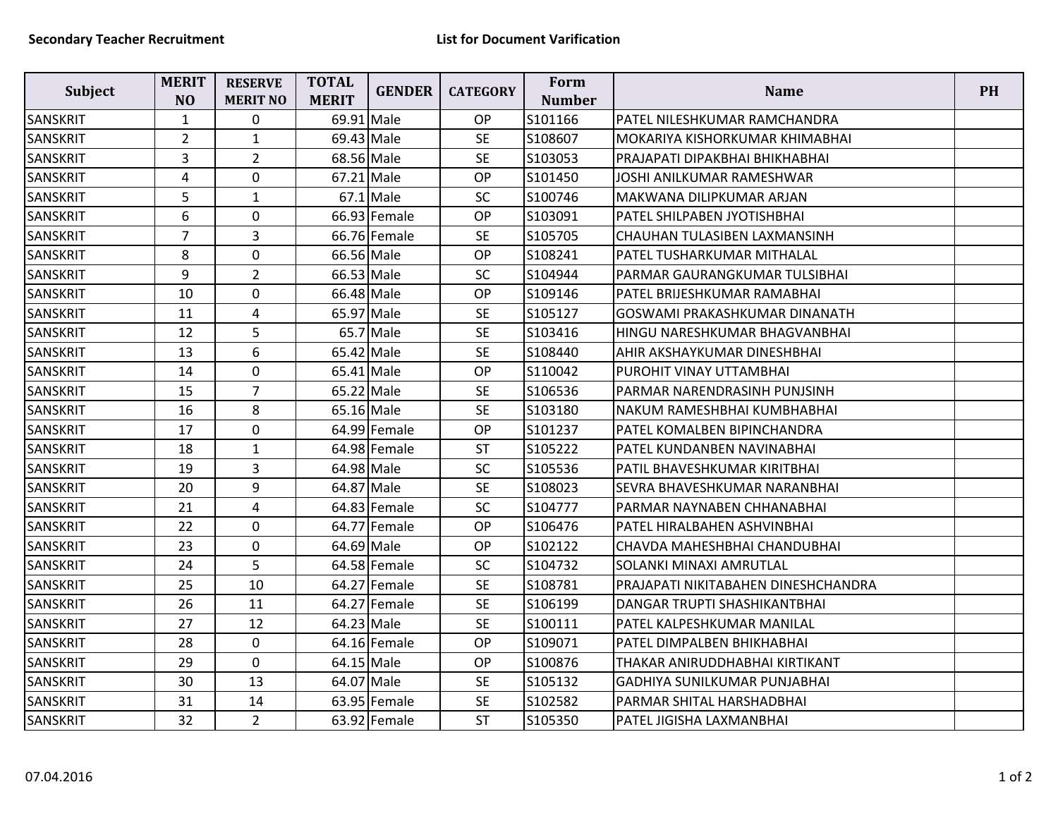**Secondary Teacher Recruitment** **List for Document Varification**

| Subject | MERIT NO | RESERVE MERIT NO | TOTAL MERIT | GENDER | CATEGORY | Form Number | Name | PH |
|---|---|---|---|---|---|---|---|---|
| SANSKRIT | 1 | 0 | 69.91 | Male | OP | S101166 | PATEL NILESHKUMAR RAMCHANDRA | |
| SANSKRIT | 2 | 1 | 69.43 | Male | SE | S108607 | MOKARIYA KISHORKUMAR KHIMABHAI | |
| SANSKRIT | 3 | 2 | 68.56 | Male | SE | S103053 | PRAJAPATI DIPAKBHAI BHIKHABHAI | |
| SANSKRIT | 4 | 0 | 67.21 | Male | OP | S101450 | JOSHI ANILKUMAR RAMESHWAR | |
| SANSKRIT | 5 | 1 | 67.1 | Male | SC | S100746 | MAKWANA DILIPKUMAR ARJAN | |
| SANSKRIT | 6 | 0 | 66.93 | Female | OP | S103091 | PATEL SHILPABEN JYOTISHBHAI | |
| SANSKRIT | 7 | 3 | 66.76 | Female | SE | S105705 | CHAUHAN TULASIBEN LAXMANSINH | |
| SANSKRIT | 8 | 0 | 66.56 | Male | OP | S108241 | PATEL TUSHARKUMAR MITHALAL | |
| SANSKRIT | 9 | 2 | 66.53 | Male | SC | S104944 | PARMAR GAURANGKUMAR TULSIBHAI | |
| SANSKRIT | 10 | 0 | 66.48 | Male | OP | S109146 | PATEL BRIJESHKUMAR RAMABHAI | |
| SANSKRIT | 11 | 4 | 65.97 | Male | SE | S105127 | GOSWAMI PRAKASHKUMAR DINANATH | |
| SANSKRIT | 12 | 5 | 65.7 | Male | SE | S103416 | HINGU NARESHKUMAR BHAGVANBHAI | |
| SANSKRIT | 13 | 6 | 65.42 | Male | SE | S108440 | AHIR AKSHAYKUMAR DINESHBHAI | |
| SANSKRIT | 14 | 0 | 65.41 | Male | OP | S110042 | PUROHIT VINAY UTTAMBHAI | |
| SANSKRIT | 15 | 7 | 65.22 | Male | SE | S106536 | PARMAR NARENDRASINH PUNJSINH | |
| SANSKRIT | 16 | 8 | 65.16 | Male | SE | S103180 | NAKUM RAMESHBHAI KUMBHABHAI | |
| SANSKRIT | 17 | 0 | 64.99 | Female | OP | S101237 | PATEL KOMALBEN BIPINCHANDRA | |
| SANSKRIT | 18 | 1 | 64.98 | Female | ST | S105222 | PATEL KUNDANBEN NAVINABHAI | |
| SANSKRIT | 19 | 3 | 64.98 | Male | SC | S105536 | PATIL BHAVESHKUMAR KIRITBHAI | |
| SANSKRIT | 20 | 9 | 64.87 | Male | SE | S108023 | SEVRA BHAVESHKUMAR NARANBHAI | |
| SANSKRIT | 21 | 4 | 64.83 | Female | SC | S104777 | PARMAR NAYNABEN CHHANABHAI | |
| SANSKRIT | 22 | 0 | 64.77 | Female | OP | S106476 | PATEL HIRALBAHEN ASHVINBHAI | |
| SANSKRIT | 23 | 0 | 64.69 | Male | OP | S102122 | CHAVDA MAHESHBHAI CHANDUBHAI | |
| SANSKRIT | 24 | 5 | 64.58 | Female | SC | S104732 | SOLANKI MINAXI AMRUTLAL | |
| SANSKRIT | 25 | 10 | 64.27 | Female | SE | S108781 | PRAJAPATI NIKITABAHEN DINESHCHANDRA | |
| SANSKRIT | 26 | 11 | 64.27 | Female | SE | S106199 | DANGAR TRUPTI SHASHIKANTBHAI | |
| SANSKRIT | 27 | 12 | 64.23 | Male | SE | S100111 | PATEL KALPESHKUMAR MANILAL | |
| SANSKRIT | 28 | 0 | 64.16 | Female | OP | S109071 | PATEL DIMPALBEN BHIKHABHAI | |
| SANSKRIT | 29 | 0 | 64.15 | Male | OP | S100876 | THAKAR ANIRUDDHABHAI KIRTIKANT | |
| SANSKRIT | 30 | 13 | 64.07 | Male | SE | S105132 | GADHIYA SUNILKUMAR PUNJABHAI | |
| SANSKRIT | 31 | 14 | 63.95 | Female | SE | S102582 | PARMAR SHITAL HARSHADBHAI | |
| SANSKRIT | 32 | 2 | 63.92 | Female | ST | S105350 | PATEL JIGISHA LAXMANBHAI | |

07.04.2016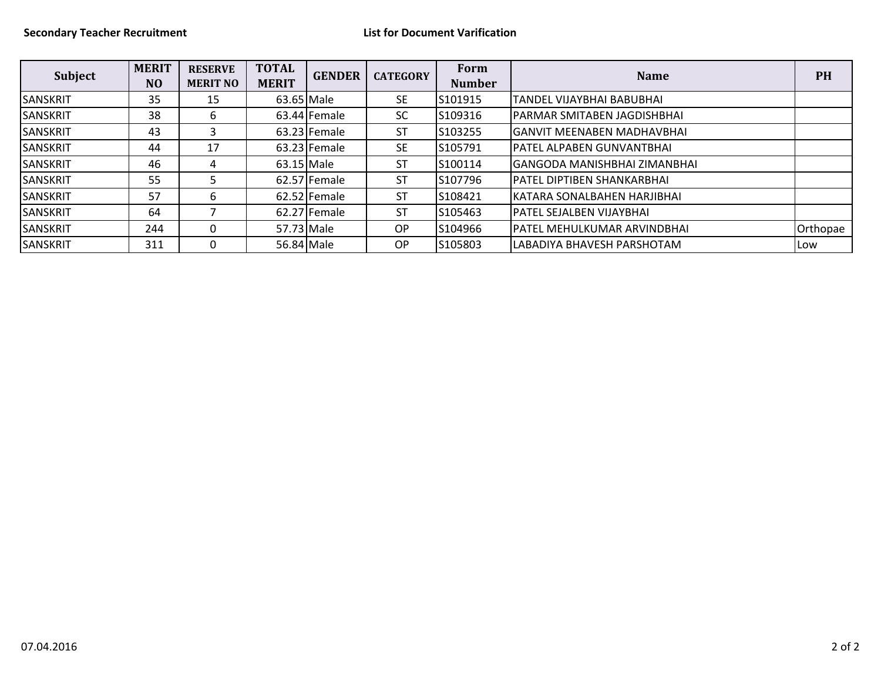**Secondary Teacher Recruitment** **List for Document Varification**

| Subject | MERIT NO | RESERVE MERIT NO | TOTAL MERIT | GENDER | CATEGORY | Form Number | Name | PH |
|---|---|---|---|---|---|---|---|---|
| SANSKRIT | 35 | 15 | 63.65 | Male | SE | S101915 | TANDEL VIJAYBHAI BABUBHAI | |
| SANSKRIT | 38 | 6 | 63.44 | Female | SC | S109316 | PARMAR SMITABEN JAGDISHBHAI | |
| SANSKRIT | 43 | 3 | 63.23 | Female | ST | S103255 | GANVIT MEENABEN MADHAVBHAI | |
| SANSKRIT | 44 | 17 | 63.23 | Female | SE | S105791 | PATEL ALPABEN GUNVANTBHAI | |
| SANSKRIT | 46 | 4 | 63.15 | Male | ST | S100114 | GANGODA MANISHBHAI ZIMANBHAI | |
| SANSKRIT | 55 | 5 | 62.57 | Female | ST | S107796 | PATEL DIPTIBEN SHANKARBHAI | |
| SANSKRIT | 57 | 6 | 62.52 | Female | ST | S108421 | KATARA SONALBAHEN HARJIBHAI | |
| SANSKRIT | 64 | 7 | 62.27 | Female | ST | S105463 | PATEL SEJALBEN VIJAYBHAI | |
| SANSKRIT | 244 | 0 | 57.73 | Male | OP | S104966 | PATEL MEHULKUMAR ARVINDBHAI | Orthopae |
| SANSKRIT | 311 | 0 | 56.84 | Male | OP | S105803 | LABADIYA BHAVESH PARSHOTAM | Low |

07.04.2016